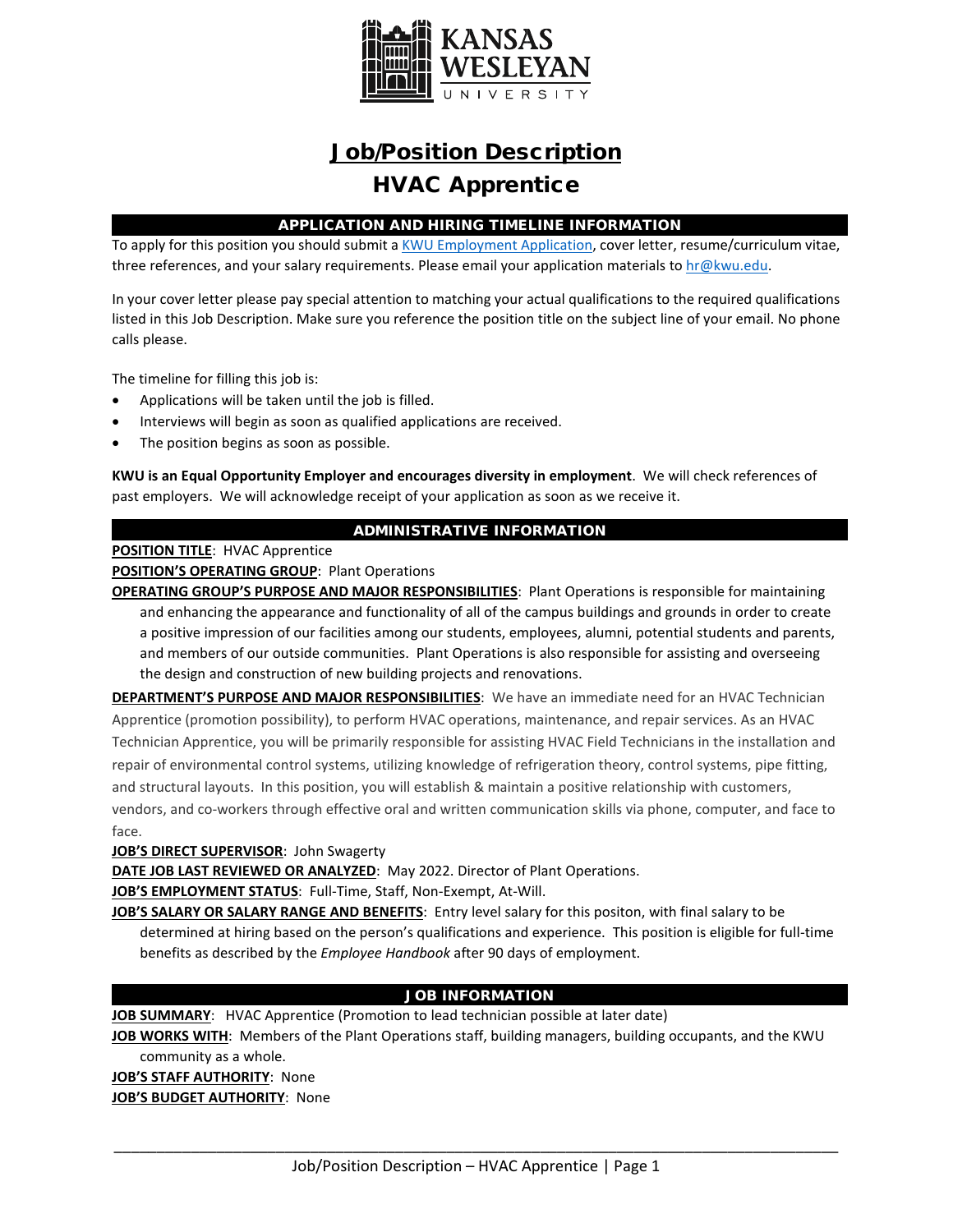# Job/Position Description

## HVAC Apprentice

### APPLICATION AND HIRING TIMELINE INFORMATION

To apply for this position you should submit a KWU Employment Application, cover letter, resume/curriculum vitae, three references, and your salary requirements. Please email your application materials to hr@kwu.edu.

In your cover letter please pay special attention to matching your actual qualifications to the required qualifications listed in this Job Description. Make sure you reference the position title on the subject line of your email. No phone calls please.

The timeline for filling this job is:

- Applications will be taken until the job is filled.
- Interviews will begin as soon as qualified applications are received.
- The position begins as soon as possible.

**KWU is an Equal Opportunity Employer and encourages diversity in employment**. We will check references of past employers. We will acknowledge receipt of your application as soon as we receive it.

### ADMINISTRATIVE INFORMATION

**POSITION TITLE**: HVAC Apprentice

**POSITION'S OPERATING GROUP**: Plant Operations

**OPERATING GROUP'S PURPOSE AND MAJOR RESPONSIBILITIES**: Plant Operations is responsible for maintaining and enhancing the appearance and functionality of all of the campus buildings and grounds in order to create a positive impression of our facilities among our students, employees, alumni, potential students and parents, and members of our outside communities. Plant Operations is also responsible for assisting and overseeing the design and construction of new building projects and renovations.

**DEPARTMENT'S PURPOSE AND MAJOR RESPONSIBILITIES**: We have an immediate need for an HVAC Technician Apprentice (promotion possibility), to perform HVAC operations, maintenance, and repair services. As an HVAC Technician Apprentice, you will be primarily responsible for assisting HVAC Field Technicians in the installation and repair of environmental control systems, utilizing knowledge of refrigeration theory, control systems, pipe fitting, and structural layouts. In this position, you will establish & maintain a positive relationship with customers, vendors, and co-workers through effective oral and written communication skills via phone, computer, and face to face.

**JOB'S DIRECT SUPERVISOR**: John Swagerty

**DATE JOB LAST REVIEWED OR ANALYZED**: May 2022. Director of Plant Operations.

**JOB'S EMPLOYMENT STATUS**: Full-Time, Staff, Non-Exempt, At-Will.

**JOB'S SALARY OR SALARY RANGE AND BENEFITS**: Entry level salary for this positon, with final salary to be determined at hiring based on the person's qualifications and experience. This position is eligible for full-time benefits as described by the *Employee Handbook* after 90 days of employment.

### JOB INFORMATION

**JOB SUMMARY**: HVAC Apprentice (Promotion to lead technician possible at later date)

**JOB WORKS WITH**: Members of the Plant Operations staff, building managers, building occupants, and the KWU community as a whole.

**JOB'S STAFF AUTHORITY**: None

**JOB'S BUDGET AUTHORITY**: None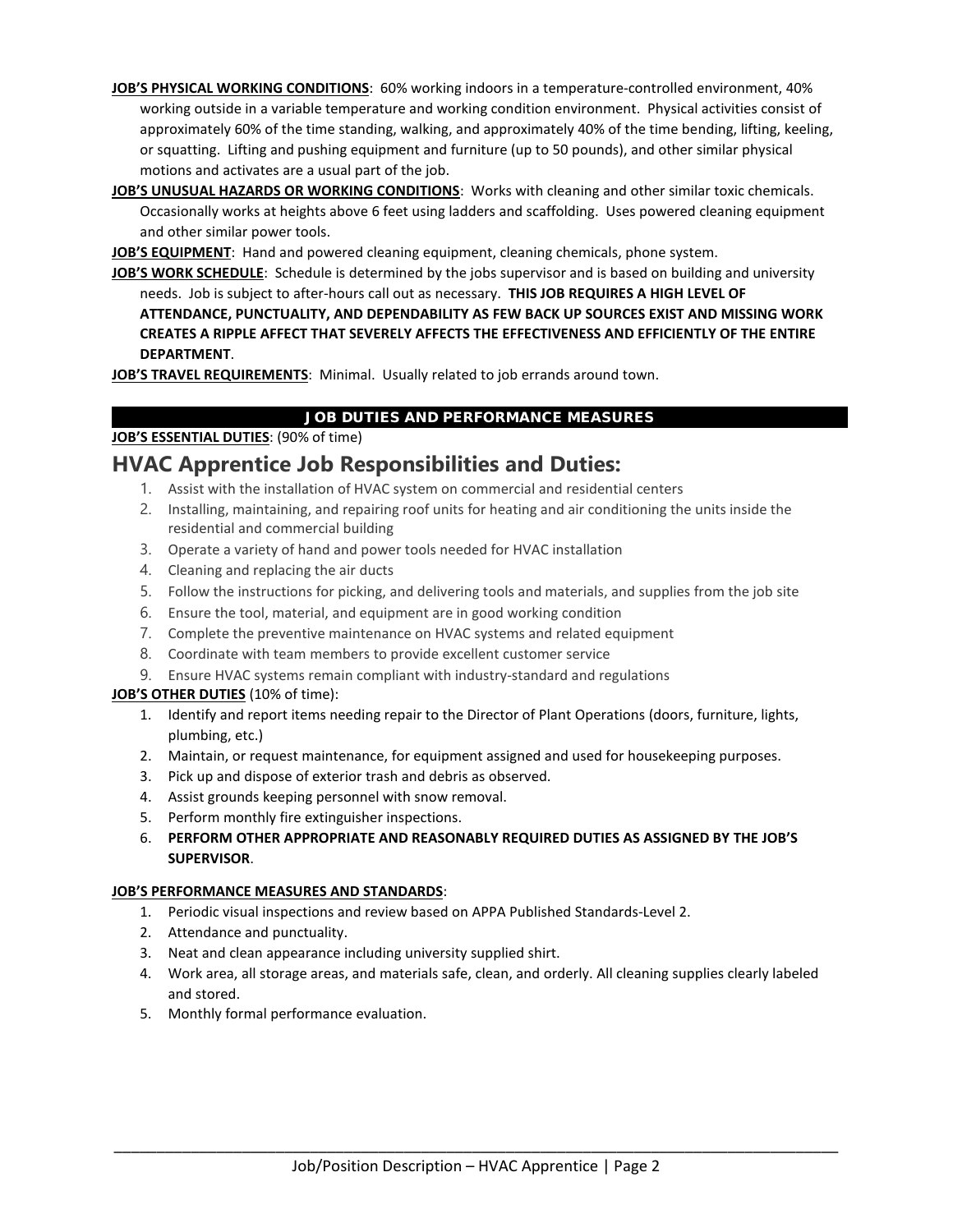**JOB'S PHYSICAL WORKING CONDITIONS**: 60% working indoors in a temperature-controlled environment, 40% working outside in a variable temperature and working condition environment. Physical activities consist of approximately 60% of the time standing, walking, and approximately 40% of the time bending, lifting, keeling, or squatting. Lifting and pushing equipment and furniture (up to 50 pounds), and other similar physical motions and activates are a usual part of the job.

**JOB'S UNUSUAL HAZARDS OR WORKING CONDITIONS**: Works with cleaning and other similar toxic chemicals. Occasionally works at heights above 6 feet using ladders and scaffolding. Uses powered cleaning equipment and other similar power tools.

**JOB'S EQUIPMENT**: Hand and powered cleaning equipment, cleaning chemicals, phone system.

**JOB'S WORK SCHEDULE**: Schedule is determined by the jobs supervisor and is based on building and university needs. Job is subject to after-hours call out as necessary. **THIS JOB REQUIRES A HIGH LEVEL OF ATTENDANCE, PUNCTUALITY, AND DEPENDABILITY AS FEW BACK UP SOURCES EXIST AND MISSING WORK CREATES A RIPPLE AFFECT THAT SEVERELY AFFECTS THE EFFECTIVENESS AND EFFICIENTLY OF THE ENTIRE DEPARTMENT**.

**JOB'S TRAVEL REQUIREMENTS**: Minimal. Usually related to job errands around town.

## JOB DUTIES AND PERFORMANCE MEASURES

**JOB'S ESSENTIAL DUTIES**: (90% of time)

## HVAC Apprentice Job Responsibilities and Duties:

1. Assist with the installation of HVAC system on commercial and residential centers
2. Installing, maintaining, and repairing roof units for heating and air conditioning the units inside the residential and commercial building
3. Operate a variety of hand and power tools needed for HVAC installation
4. Cleaning and replacing the air ducts
5. Follow the instructions for picking, and delivering tools and materials, and supplies from the job site
6. Ensure the tool, material, and equipment are in good working condition
7. Complete the preventive maintenance on HVAC systems and related equipment
8. Coordinate with team members to provide excellent customer service
9. Ensure HVAC systems remain compliant with industry-standard and regulations

**JOB'S OTHER DUTIES** (10% of time):

1. Identify and report items needing repair to the Director of Plant Operations (doors, furniture, lights, plumbing, etc.)
2. Maintain, or request maintenance, for equipment assigned and used for housekeeping purposes.
3. Pick up and dispose of exterior trash and debris as observed.
4. Assist grounds keeping personnel with snow removal.
5. Perform monthly fire extinguisher inspections.
6. **PERFORM OTHER APPROPRIATE AND REASONABLY REQUIRED DUTIES AS ASSIGNED BY THE JOB'S SUPERVISOR**.

**JOB'S PERFORMANCE MEASURES AND STANDARDS**:

1. Periodic visual inspections and review based on APPA Published Standards-Level 2.
2. Attendance and punctuality.
3. Neat and clean appearance including university supplied shirt.
4. Work area, all storage areas, and materials safe, clean, and orderly. All cleaning supplies clearly labeled and stored.
5. Monthly formal performance evaluation.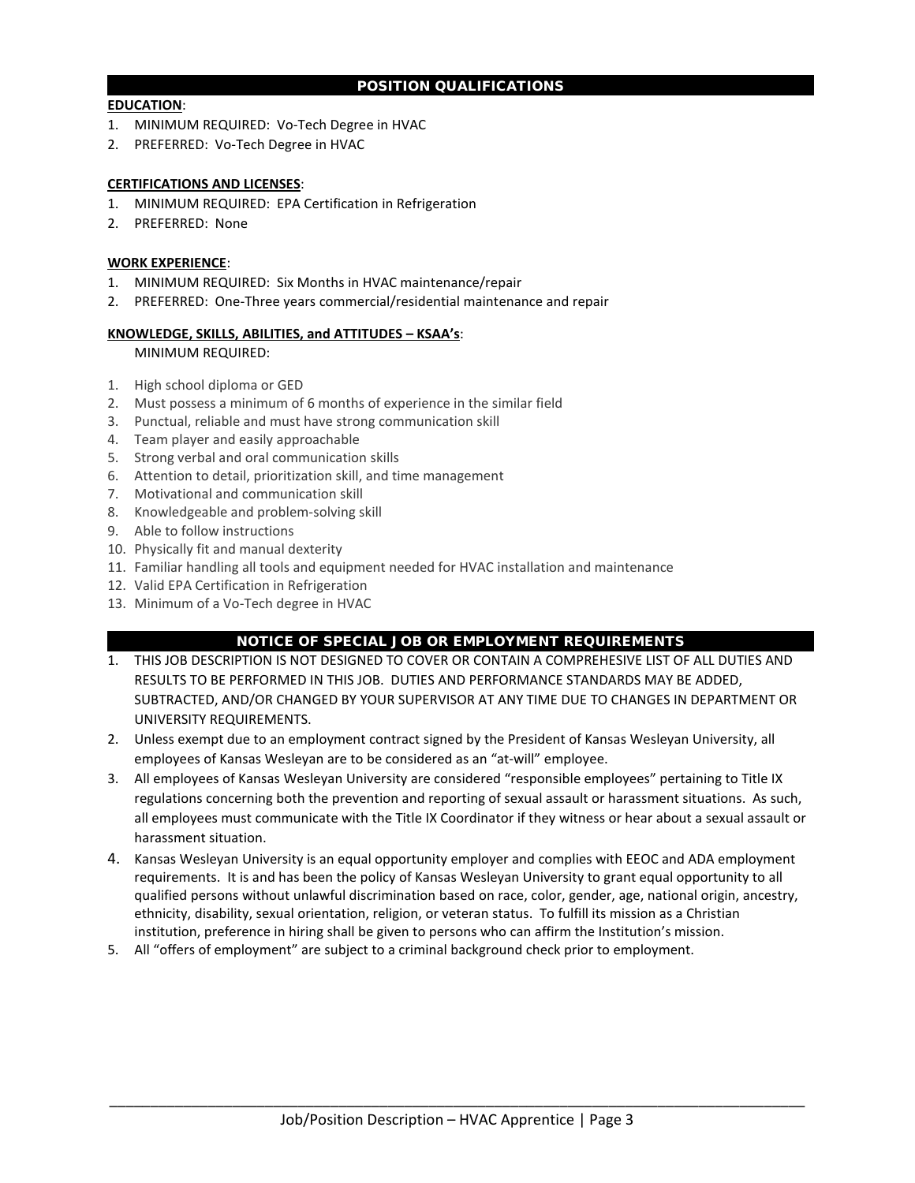## POSITION QUALIFICATIONS

**EDUCATION**:

1. MINIMUM REQUIRED: Vo-Tech Degree in HVAC
2. PREFERRED: Vo-Tech Degree in HVAC

**CERTIFICATIONS AND LICENSES**:

1. MINIMUM REQUIRED: EPA Certification in Refrigeration
2. PREFERRED: None

**WORK EXPERIENCE**:

1. MINIMUM REQUIRED: Six Months in HVAC maintenance/repair
2. PREFERRED: One-Three years commercial/residential maintenance and repair

**KNOWLEDGE, SKILLS, ABILITIES, and ATTITUDES – KSAA's**:

MINIMUM REQUIRED:

1. High school diploma or GED
2. Must possess a minimum of 6 months of experience in the similar field
3. Punctual, reliable and must have strong communication skill
4. Team player and easily approachable
5. Strong verbal and oral communication skills
6. Attention to detail, prioritization skill, and time management
7. Motivational and communication skill
8. Knowledgeable and problem-solving skill
9. Able to follow instructions
10. Physically fit and manual dexterity
11. Familiar handling all tools and equipment needed for HVAC installation and maintenance
12. Valid EPA Certification in Refrigeration
13. Minimum of a Vo-Tech degree in HVAC

## NOTICE OF SPECIAL JOB OR EMPLOYMENT REQUIREMENTS

1. THIS JOB DESCRIPTION IS NOT DESIGNED TO COVER OR CONTAIN A COMPREHESIVE LIST OF ALL DUTIES AND RESULTS TO BE PERFORMED IN THIS JOB. DUTIES AND PERFORMANCE STANDARDS MAY BE ADDED, SUBTRACTED, AND/OR CHANGED BY YOUR SUPERVISOR AT ANY TIME DUE TO CHANGES IN DEPARTMENT OR UNIVERSITY REQUIREMENTS.
2. Unless exempt due to an employment contract signed by the President of Kansas Wesleyan University, all employees of Kansas Wesleyan are to be considered as an "at-will" employee.
3. All employees of Kansas Wesleyan University are considered "responsible employees" pertaining to Title IX regulations concerning both the prevention and reporting of sexual assault or harassment situations. As such, all employees must communicate with the Title IX Coordinator if they witness or hear about a sexual assault or harassment situation.
4. Kansas Wesleyan University is an equal opportunity employer and complies with EEOC and ADA employment requirements. It is and has been the policy of Kansas Wesleyan University to grant equal opportunity to all qualified persons without unlawful discrimination based on race, color, gender, age, national origin, ancestry, ethnicity, disability, sexual orientation, religion, or veteran status. To fulfill its mission as a Christian institution, preference in hiring shall be given to persons who can affirm the Institution's mission.
5. All "offers of employment" are subject to a criminal background check prior to employment.